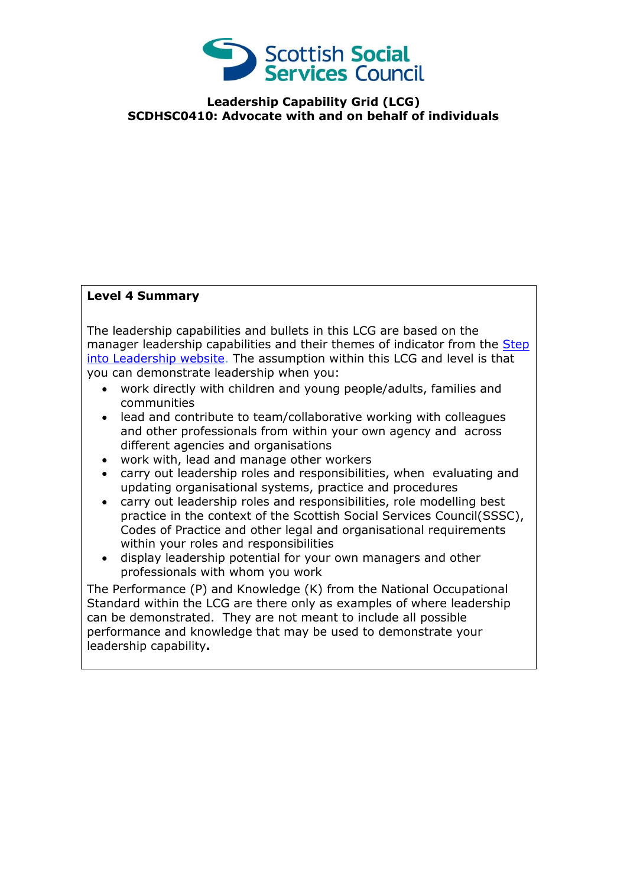Scottish Social Services Council

# Leadership Capability Grid (LCG)
## SCDHSC0410: Advocate with and on behalf of individuals

**Level 4 Summary**

The leadership capabilities and bullets in this LCG are based on the manager leadership capabilities and their themes of indicator from the [Step into Leadership website](). The assumption within this LCG and level is that you can demonstrate leadership when you:

- work directly with children and young people/adults, families and communities
- lead and contribute to team/collaborative working with colleagues and other professionals from within your own agency and across different agencies and organisations
- work with, lead and manage other workers
- carry out leadership roles and responsibilities, when evaluating and updating organisational systems, practice and procedures
- carry out leadership roles and responsibilities, role modelling best practice in the context of the Scottish Social Services Council(SSSC), Codes of Practice and other legal and organisational requirements within your roles and responsibilities
- display leadership potential for your own managers and other professionals with whom you work

The Performance (P) and Knowledge (K) from the National Occupational Standard within the LCG are there only as examples of where leadership can be demonstrated. They are not meant to include all possible performance and knowledge that may be used to demonstrate your leadership capability**.**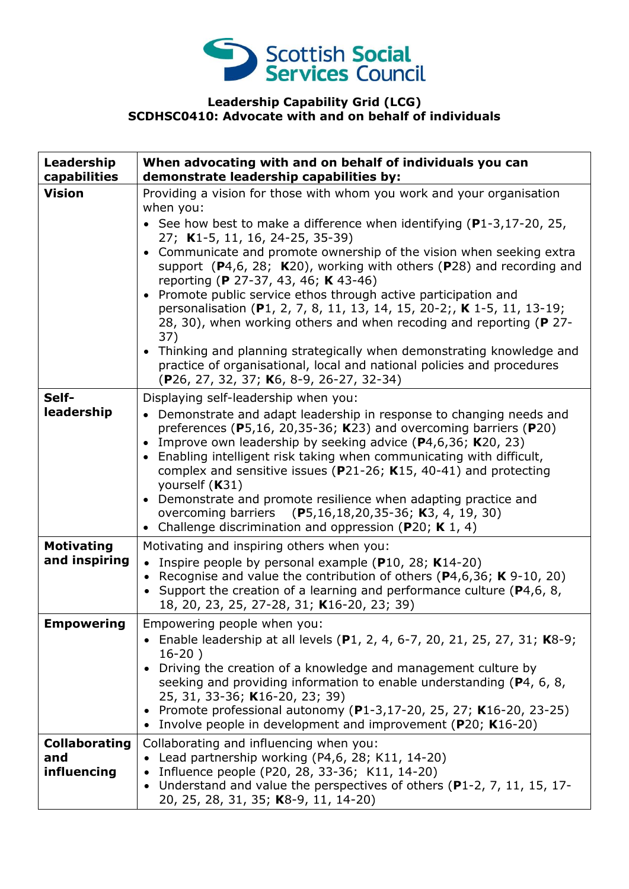**Leadership Capability Grid (LCG)**
**SCDHSC0410: Advocate with and on behalf of individuals**

| **Leadership capabilities** | **When advocating with and on behalf of individuals you can demonstrate leadership capabilities by:** |
|---|---|
| **Vision** | Providing a vision for those with whom you work and your organisation when you:<br>• See how best to make a difference when identifying (**P**1-3,17-20, 25, 27; **K**1-5, 11, 16, 24-25, 35-39)<br>• Communicate and promote ownership of the vision when seeking extra support (**P**4,6, 28; **K**20), working with others (**P**28) and recording and reporting (**P** 27-37, 43, 46; **K** 43-46)<br>• Promote public service ethos through active participation and personalisation (**P**1, 2, 7, 8, 11, 13, 14, 15, 20-2;, **K** 1-5, 11, 13-19; 28, 30), when working others and when recoding and reporting (**P** 27-37)<br>• Thinking and planning strategically when demonstrating knowledge and practice of organisational, local and national policies and procedures (**P**26, 27, 32, 37; **K**6, 8-9, 26-27, 32-34) |
| **Self-leadership** | Displaying self-leadership when you:<br>• Demonstrate and adapt leadership in response to changing needs and preferences (**P**5,16, 20,35-36; **K**23) and overcoming barriers (**P**20)<br>• Improve own leadership by seeking advice (**P**4,6,36; **K**20, 23)<br>• Enabling intelligent risk taking when communicating with difficult, complex and sensitive issues (**P**21-26; **K**15, 40-41) and protecting yourself (**K**31)<br>• Demonstrate and promote resilience when adapting practice and overcoming barriers (**P**5,16,18,20,35-36; **K**3, 4, 19, 30)<br>• Challenge discrimination and oppression (**P**20; **K** 1, 4) |
| **Motivating and inspiring** | Motivating and inspiring others when you:<br>• Inspire people by personal example (**P**10, 28; **K**14-20)<br>• Recognise and value the contribution of others (**P**4,6,36; **K** 9-10, 20)<br>• Support the creation of a learning and performance culture (**P**4,6, 8, 18, 20, 23, 25, 27-28, 31; **K**16-20, 23; 39) |
| **Empowering** | Empowering people when you:<br>• Enable leadership at all levels (**P**1, 2, 4, 6-7, 20, 21, 25, 27, 31; **K**8-9; 16-20 )<br>• Driving the creation of a knowledge and management culture by seeking and providing information to enable understanding (**P**4, 6, 8, 25, 31, 33-36; **K**16-20, 23; 39)<br>• Promote professional autonomy (**P**1-3,17-20, 25, 27; **K**16-20, 23-25)<br>• Involve people in development and improvement (**P**20; **K**16-20) |
| **Collaborating and influencing** | Collaborating and influencing when you:<br>• Lead partnership working (P4,6, 28; K11, 14-20)<br>• Influence people (P20, 28, 33-36; K11, 14-20)<br>• Understand and value the perspectives of others (**P**1-2, 7, 11, 15, 17-20, 25, 28, 31, 35; **K**8-9, 11, 14-20) |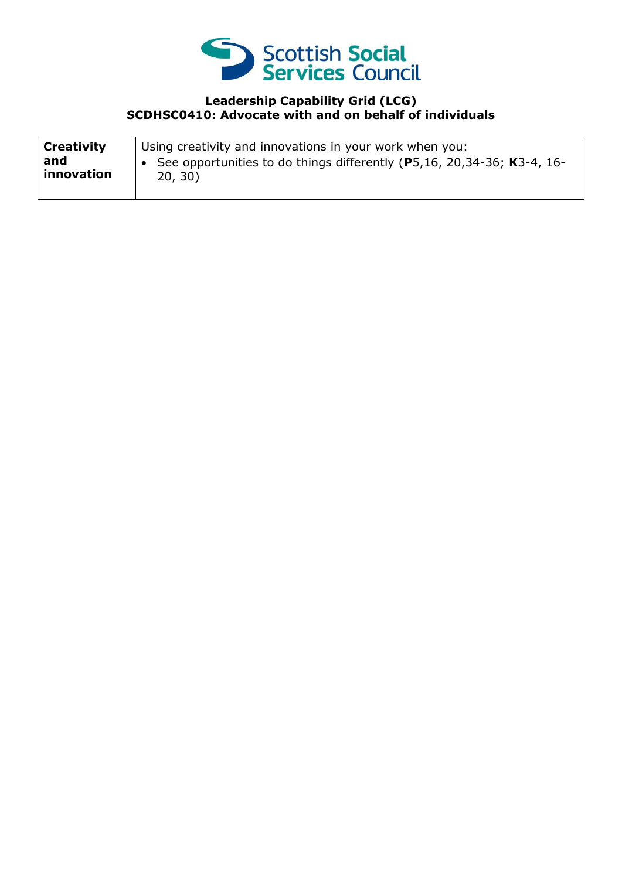**Leadership Capability Grid (LCG)**
**SCDHSC0410: Advocate with and on behalf of individuals**

| | |
|---|---|
| **Creativity and innovation** | Using creativity and innovations in your work when you:<br>• See opportunities to do things differently (**P**5,16, 20,34-36; **K**3-4, 16-20, 30) |